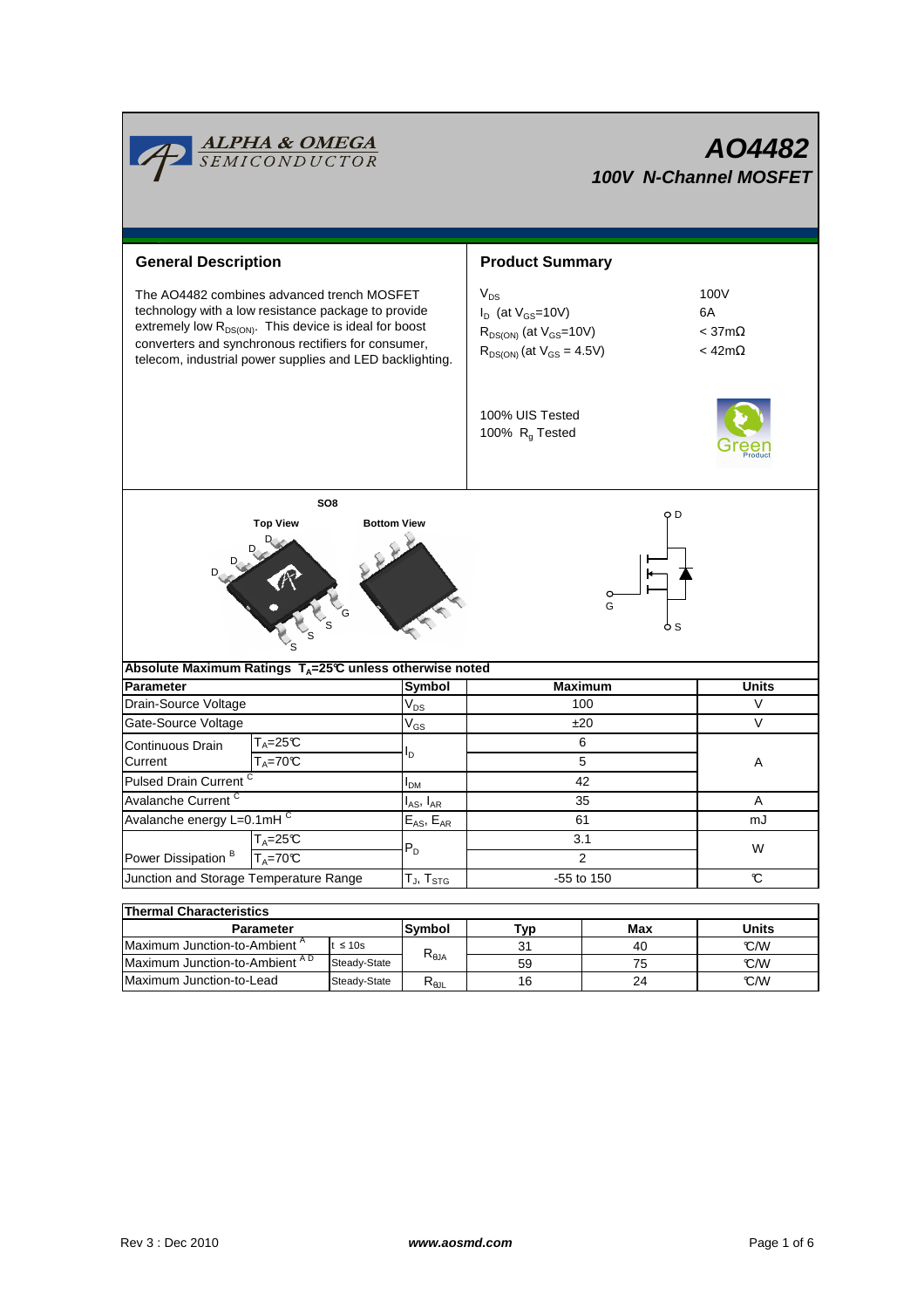ALPHA & OMEGA SEMICONDUCTOR

# AO4482

## 100V N-Channel MOSFET

## General Description

The AO4482 combines advanced trench MOSFET technology with a low resistance package to provide extremely low $R_{DS(ON)}$. This device is ideal for boost converters and synchronous rectifiers for consumer, telecom, industrial power supplies and LED backlighting.

## Product Summary

| | |
|---|---|
| $V_{DS}$ | 100V |
| $I_D$ (at $V_{GS}$=10V) | 6A |
| $R_{DS(ON)}$ (at $V_{GS}$=10V) | < 37mΩ |
| $R_{DS(ON)}$ (at $V_{GS}$ = 4.5V) | < 42mΩ |

100% UIS Tested
100% $R_g$ Tested

Green Product

SO8

Top View | Bottom View

D D D D G S S S

D, G, S

### Absolute Maximum Ratings $T_A$=25℃ unless otherwise noted

| Parameter | | Symbol | Maximum | Units |
|---|---|---|---|---|
| Drain-Source Voltage | | $V_{DS}$ | 100 | V |
| Gate-Source Voltage | | $V_{GS}$ | ±20 | V |
| Continuous Drain Current | $T_A$=25℃ | $I_D$ | 6 | A |
| | $T_A$=70℃ | | 5 | |
| Pulsed Drain Current [C] | | $I_{DM}$ | 42 | |
| Avalanche Current [C] | | $I_{AS}$, $I_{AR}$ | 35 | A |
| Avalanche energy L=0.1mH [C] | | $E_{AS}$, $E_{AR}$ | 61 | mJ |
| Power Dissipation [B] | $T_A$=25℃ | $P_D$ | 3.1 | W |
| | $T_A$=70℃ | | 2 | |
| Junction and Storage Temperature Range | | $T_J$, $T_{STG}$ | -55 to 150 | ℃ |

### Thermal Characteristics

| Parameter | | Symbol | Typ | Max | Units |
|---|---|---|---|---|---|
| Maximum Junction-to-Ambient [A] | t ≤ 10s | $R_{\theta JA}$ | 31 | 40 | ℃/W |
| Maximum Junction-to-Ambient [A D] | Steady-State | | 59 | 75 | ℃/W |
| Maximum Junction-to-Lead | Steady-State | $R_{\theta JL}$ | 16 | 24 | ℃/W |

Rev 3 : Dec 2010 www.aosmd.com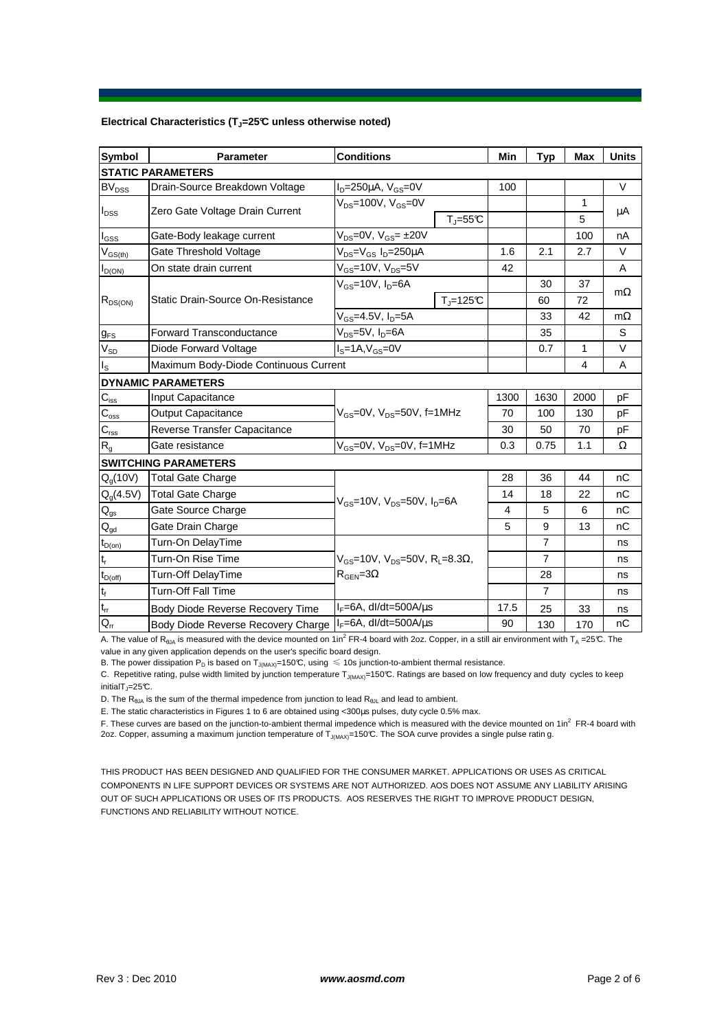**Electrical Characteristics ($T_J$=25°C unless otherwise noted)**

| Symbol | Parameter | Conditions | | Min | Typ | Max | Units |
|---|---|---|---|---|---|---|---|
| **STATIC PARAMETERS** | | | | | | | |
| $BV_{DSS}$ | Drain-Source Breakdown Voltage | $I_D$=250µA, $V_{GS}$=0V | | 100 | | | V |
| $I_{DSS}$ | Zero Gate Voltage Drain Current | $V_{DS}$=100V, $V_{GS}$=0V | | | | 1 | µA |
| | | | $T_J$=55°C | | | 5 | |
| $I_{GSS}$ | Gate-Body leakage current | $V_{DS}$=0V, $V_{GS}$= ±20V | | | | 100 | nA |
| $V_{GS(th)}$ | Gate Threshold Voltage | $V_{DS}$=$V_{GS}$ $I_D$=250µA | | 1.6 | 2.1 | 2.7 | V |
| $I_{D(ON)}$ | On state drain current | $V_{GS}$=10V, $V_{DS}$=5V | | 42 | | | A |
| $R_{DS(ON)}$ | Static Drain-Source On-Resistance | $V_{GS}$=10V, $I_D$=6A | | | 30 | 37 | mΩ |
| | | | $T_J$=125°C | | 60 | 72 | |
| | | $V_{GS}$=4.5V, $I_D$=5A | | | 33 | 42 | mΩ |
| $g_{FS}$ | Forward Transconductance | $V_{DS}$=5V, $I_D$=6A | | | 35 | | S |
| $V_{SD}$ | Diode Forward Voltage | $I_S$=1A,$V_{GS}$=0V | | | 0.7 | 1 | V |
| $I_S$ | Maximum Body-Diode Continuous Current | | | | | 4 | A |
| **DYNAMIC PARAMETERS** | | | | | | | |
| $C_{iss}$ | Input Capacitance | $V_{GS}$=0V, $V_{DS}$=50V, f=1MHz | | 1300 | 1630 | 2000 | pF |
| $C_{oss}$ | Output Capacitance | | | 70 | 100 | 130 | pF |
| $C_{rss}$ | Reverse Transfer Capacitance | | | 30 | 50 | 70 | pF |
| $R_g$ | Gate resistance | $V_{GS}$=0V, $V_{DS}$=0V, f=1MHz | | 0.3 | 0.75 | 1.1 | Ω |
| **SWITCHING PARAMETERS** | | | | | | | |
| $Q_g$(10V) | Total Gate Charge | $V_{GS}$=10V, $V_{DS}$=50V, $I_D$=6A | | 28 | 36 | 44 | nC |
| $Q_g$(4.5V) | Total Gate Charge | | | 14 | 18 | 22 | nC |
| $Q_{gs}$ | Gate Source Charge | | | 4 | 5 | 6 | nC |
| $Q_{gd}$ | Gate Drain Charge | | | 5 | 9 | 13 | nC |
| $t_{D(on)}$ | Turn-On DelayTime | $V_{GS}$=10V, $V_{DS}$=50V, $R_L$=8.3Ω, $R_{GEN}$=3Ω | | | 7 | | ns |
| $t_r$ | Turn-On Rise Time | | | | 7 | | ns |
| $t_{D(off)}$ | Turn-Off DelayTime | | | | 28 | | ns |
| $t_f$ | Turn-Off Fall Time | | | | 7 | | ns |
| $t_{rr}$ | Body Diode Reverse Recovery Time | $I_F$=6A, dI/dt=500A/µs | | 17.5 | 25 | 33 | ns |
| $Q_{rr}$ | Body Diode Reverse Recovery Charge | $I_F$=6A, dI/dt=500A/µs | | 90 | 130 | 170 | nC |

A. The value of $R_{\theta JA}$ is measured with the device mounted on 1in² FR-4 board with 2oz. Copper, in a still air environment with $T_A$ =25°C. The value in any given application depends on the user's specific board design.

B. The power dissipation $P_D$ is based on $T_{J(MAX)}$=150°C, using ≤ 10s junction-to-ambient thermal resistance.

C. Repetitive rating, pulse width limited by junction temperature $T_{J(MAX)}$=150°C. Ratings are based on low frequency and duty cycles to keep initial $T_J$=25°C.

D. The $R_{\theta JA}$ is the sum of the thermal impedence from junction to lead $R_{\theta JL}$ and lead to ambient.

E. The static characteristics in Figures 1 to 6 are obtained using <300µs pulses, duty cycle 0.5% max.

F. These curves are based on the junction-to-ambient thermal impedence which is measured with the device mounted on 1in² FR-4 board with 2oz. Copper, assuming a maximum junction temperature of $T_{J(MAX)}$=150°C. The SOA curve provides a single pulse rating.

THIS PRODUCT HAS BEEN DESIGNED AND QUALIFIED FOR THE CONSUMER MARKET. APPLICATIONS OR USES AS CRITICAL COMPONENTS IN LIFE SUPPORT DEVICES OR SYSTEMS ARE NOT AUTHORIZED. AOS DOES NOT ASSUME ANY LIABILITY ARISING OUT OF SUCH APPLICATIONS OR USES OF ITS PRODUCTS. AOS RESERVES THE RIGHT TO IMPROVE PRODUCT DESIGN, FUNCTIONS AND RELIABILITY WITHOUT NOTICE.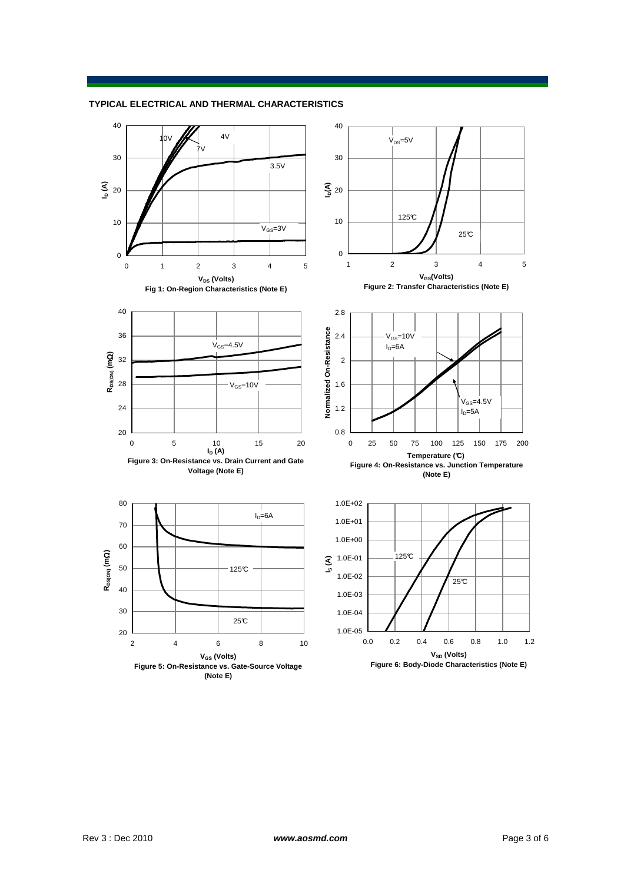## TYPICAL ELECTRICAL AND THERMAL CHARACTERISTICS

Fig 1: On-Region Characteristics (Note E)

Figure 2: Transfer Characteristics (Note E)

Figure 3: On-Resistance vs. Drain Current and Gate Voltage (Note E)

Figure 4: On-Resistance vs. Junction Temperature (Note E)

Figure 5: On-Resistance vs. Gate-Source Voltage (Note E)

Figure 6: Body-Diode Characteristics (Note E)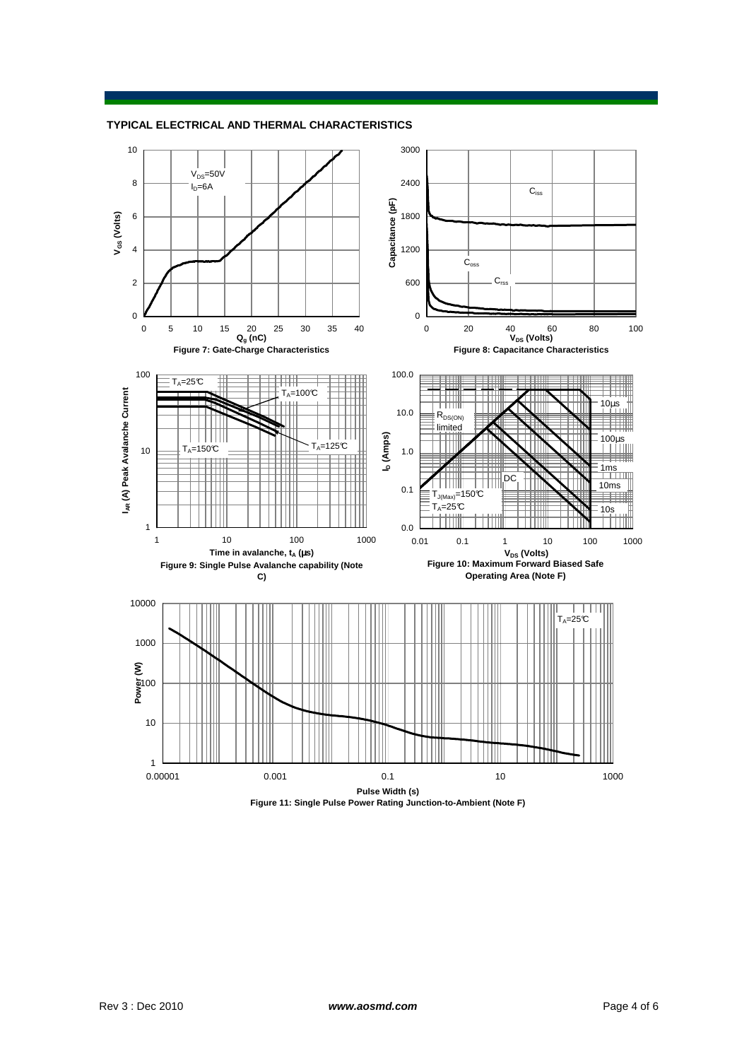## TYPICAL ELECTRICAL AND THERMAL CHARACTERISTICS

$V_{DS}$=50V
$I_D$=6A

**Figure 7: Gate-Charge Characteristics**

$C_{iss}$
$C_{oss}$
$C_{rss}$

**Figure 8: Capacitance Characteristics**

$T_A$=25°C
$T_A$=100°C
$T_A$=150°C
$T_A$=125°C

**Figure 9: Single Pulse Avalanche capability (Note C)**

$R_{DS(ON)}$ limited
10µs
100µs
1ms
10ms
DC
10s
$T_{J(Max)}$=150°C
$T_A$=25°C

**Figure 10: Maximum Forward Biased Safe Operating Area (Note F)**

$T_A$=25°C

**Figure 11: Single Pulse Power Rating Junction-to-Ambient (Note F)**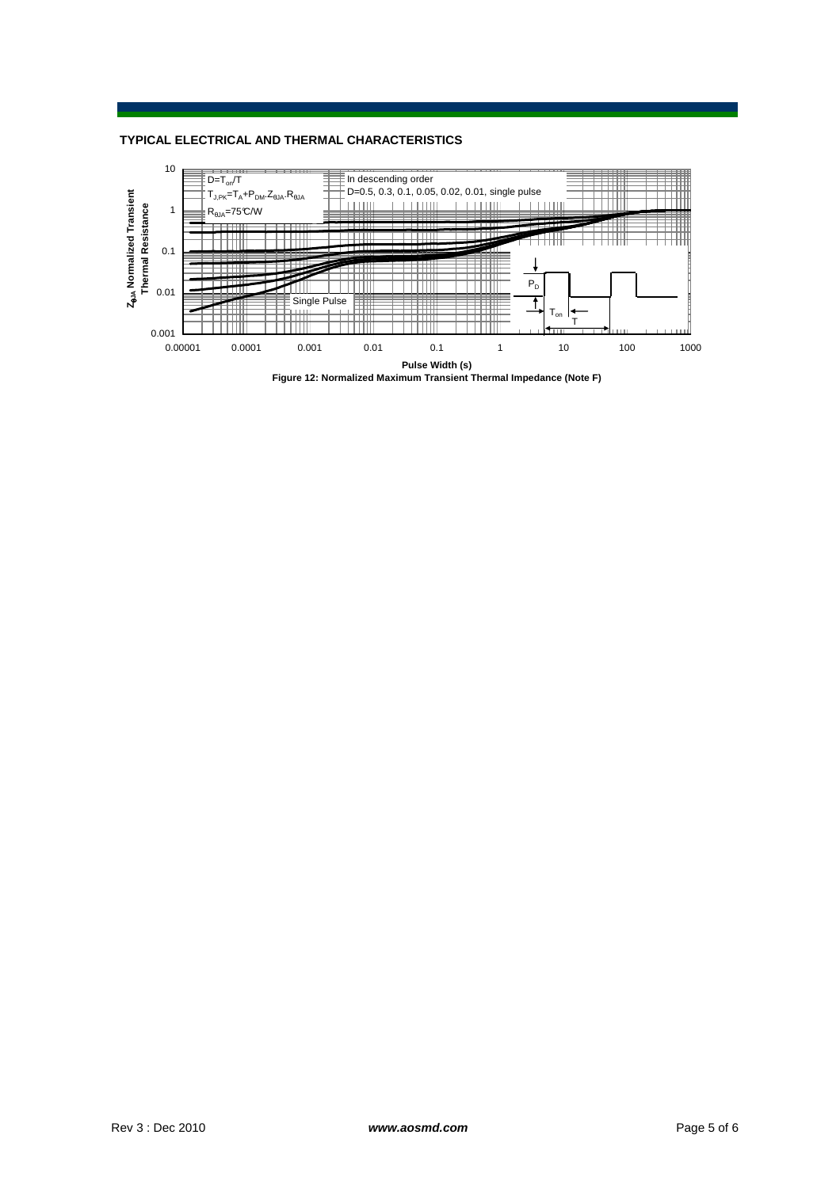## TYPICAL ELECTRICAL AND THERMAL CHARACTERISTICS

Figure 12: Normalized Maximum Transient Thermal Impedance (Note F)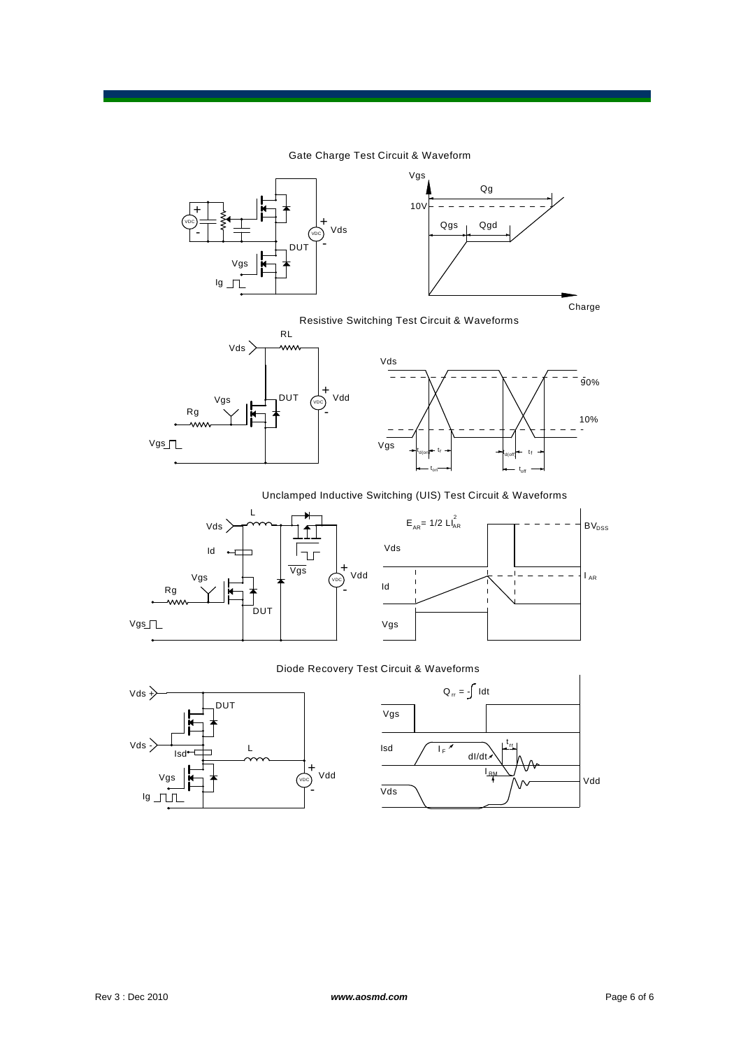## Gate Charge Test Circuit & Waveform

VDC
+
-
VDC
+
Vds
-
DUT
Vgs
Ig

Vgs
Qg
10V
Qgs
Qgd
Charge

## Resistive Switching Test Circuit & Waveforms

RL
Vds
Vgs
DUT
Rg
Vgs
VDC
+
Vdd
-

Vds
90%
10%
Vgs
$t_{d(on)}$
$t_r$
$t_{on}$
$t_{d(off)}$
$t_f$
$t_{off}$

## Unclamped Inductive Switching (UIS) Test Circuit & Waveforms

L
Vds
Id
Vgs
Rg
Vgs
DUT
Vgs
VDC
+
Vdd
-

$E_{AR} = 1/2\ LI_{AR}^2$
$BV_{DSS}$
Vds
Id
$I_{AR}$
Vgs

## Diode Recovery Test Circuit & Waveforms

Vds +
DUT
Vds -
Isd
L
Vgs
Ig
VDC
+
Vdd
-

$Q_{rr} = -\int Idt$
Vgs
Isd
$I_F$
dI/dt
$t_{rr}$
$I_{RM}$
Vds
Vdd

Rev 3 : Dec 2010
*www.aosmd.com*